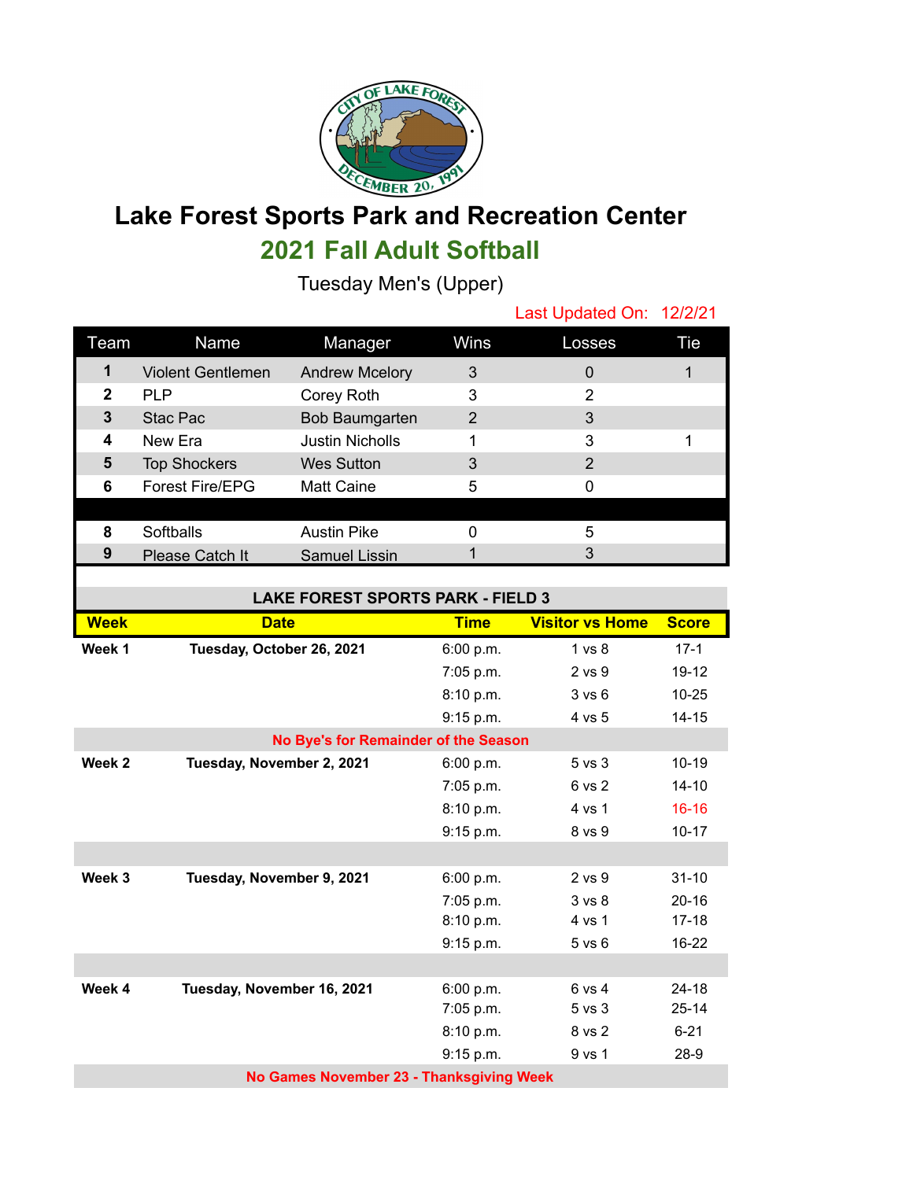# Lake Forest Sports Park and Recreation Center

## 2021 Fall Adult Softball

### Tuesday Men's (Upper)

Last Updated On: 12/2/21

| Team | Name | Manager | Wins | Losses | Tie |
|---|---|---|---|---|---|
| 1 | Violent Gentlemen | Andrew Mcelory | 3 | 0 | 1 |
| 2 | PLP | Corey Roth | 3 | 2 | |
| 3 | Stac Pac | Bob Baumgarten | 2 | 3 | |
| 4 | New Era | Justin Nicholls | 1 | 3 | 1 |
| 5 | Top Shockers | Wes Sutton | 3 | 2 | |
| 6 | Forest Fire/EPG | Matt Caine | 5 | 0 | |
| | | | | | |
| 8 | Softballs | Austin Pike | 0 | 5 | |
| 9 | Please Catch It | Samuel Lissin | 1 | 3 | |

**LAKE FOREST SPORTS PARK - FIELD 3**

| Week | Date | Time | Visitor vs Home | Score |
|---|---|---|---|---|
| **Week 1** | **Tuesday, October 26, 2021** | 6:00 p.m. | 1 vs 8 | 17-1 |
| | | 7:05 p.m. | 2 vs 9 | 19-12 |
| | | 8:10 p.m. | 3 vs 6 | 10-25 |
| | | 9:15 p.m. | 4 vs 5 | 14-15 |
| | **No Bye's for Remainder of the Season** | | | |
| **Week 2** | **Tuesday, November 2, 2021** | 6:00 p.m. | 5 vs 3 | 10-19 |
| | | 7:05 p.m. | 6 vs 2 | 14-10 |
| | | 8:10 p.m. | 4 vs 1 | 16-16 |
| | | 9:15 p.m. | 8 vs 9 | 10-17 |
| **Week 3** | **Tuesday, November 9, 2021** | 6:00 p.m. | 2 vs 9 | 31-10 |
| | | 7:05 p.m. | 3 vs 8 | 20-16 |
| | | 8:10 p.m. | 4 vs 1 | 17-18 |
| | | 9:15 p.m. | 5 vs 6 | 16-22 |
| **Week 4** | **Tuesday, November 16, 2021** | 6:00 p.m. | 6 vs 4 | 24-18 |
| | | 7:05 p.m. | 5 vs 3 | 25-14 |
| | | 8:10 p.m. | 8 vs 2 | 6-21 |
| | | 9:15 p.m. | 9 vs 1 | 28-9 |
| | **No Games November 23 - Thanksgiving Week** | | | |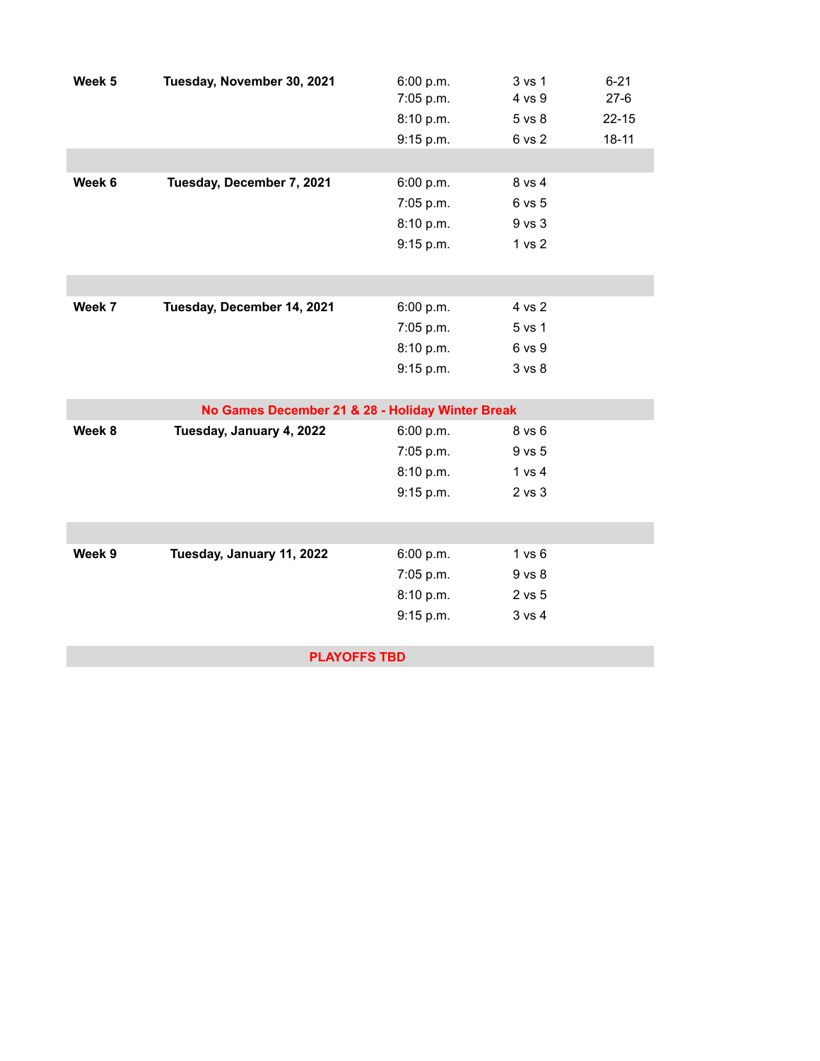| | | | | |
|---|---|---|---|---|
| **Week 5** | **Tuesday, November 30, 2021** | 6:00 p.m. | 3 vs 1 | 6-21 |
| | | 7:05 p.m. | 4 vs 9 | 27-6 |
| | | 8:10 p.m. | 5 vs 8 | 22-15 |
| | | 9:15 p.m. | 6 vs 2 | 18-11 |
| **Week 6** | **Tuesday, December 7, 2021** | 6:00 p.m. | 8 vs 4 | |
| | | 7:05 p.m. | 6 vs 5 | |
| | | 8:10 p.m. | 9 vs 3 | |
| | | 9:15 p.m. | 1 vs 2 | |
| **Week 7** | **Tuesday, December 14, 2021** | 6:00 p.m. | 4 vs 2 | |
| | | 7:05 p.m. | 5 vs 1 | |
| | | 8:10 p.m. | 6 vs 9 | |
| | | 9:15 p.m. | 3 vs 8 | |

**No Games December 21 & 28 - Holiday Winter Break**

| | | | | |
|---|---|---|---|---|
| **Week 8** | **Tuesday, January 4, 2022** | 6:00 p.m. | 8 vs 6 | |
| | | 7:05 p.m. | 9 vs 5 | |
| | | 8:10 p.m. | 1 vs 4 | |
| | | 9:15 p.m. | 2 vs 3 | |
| **Week 9** | **Tuesday, January 11, 2022** | 6:00 p.m. | 1 vs 6 | |
| | | 7:05 p.m. | 9 vs 8 | |
| | | 8:10 p.m. | 2 vs 5 | |
| | | 9:15 p.m. | 3 vs 4 | |

**PLAYOFFS TBD**